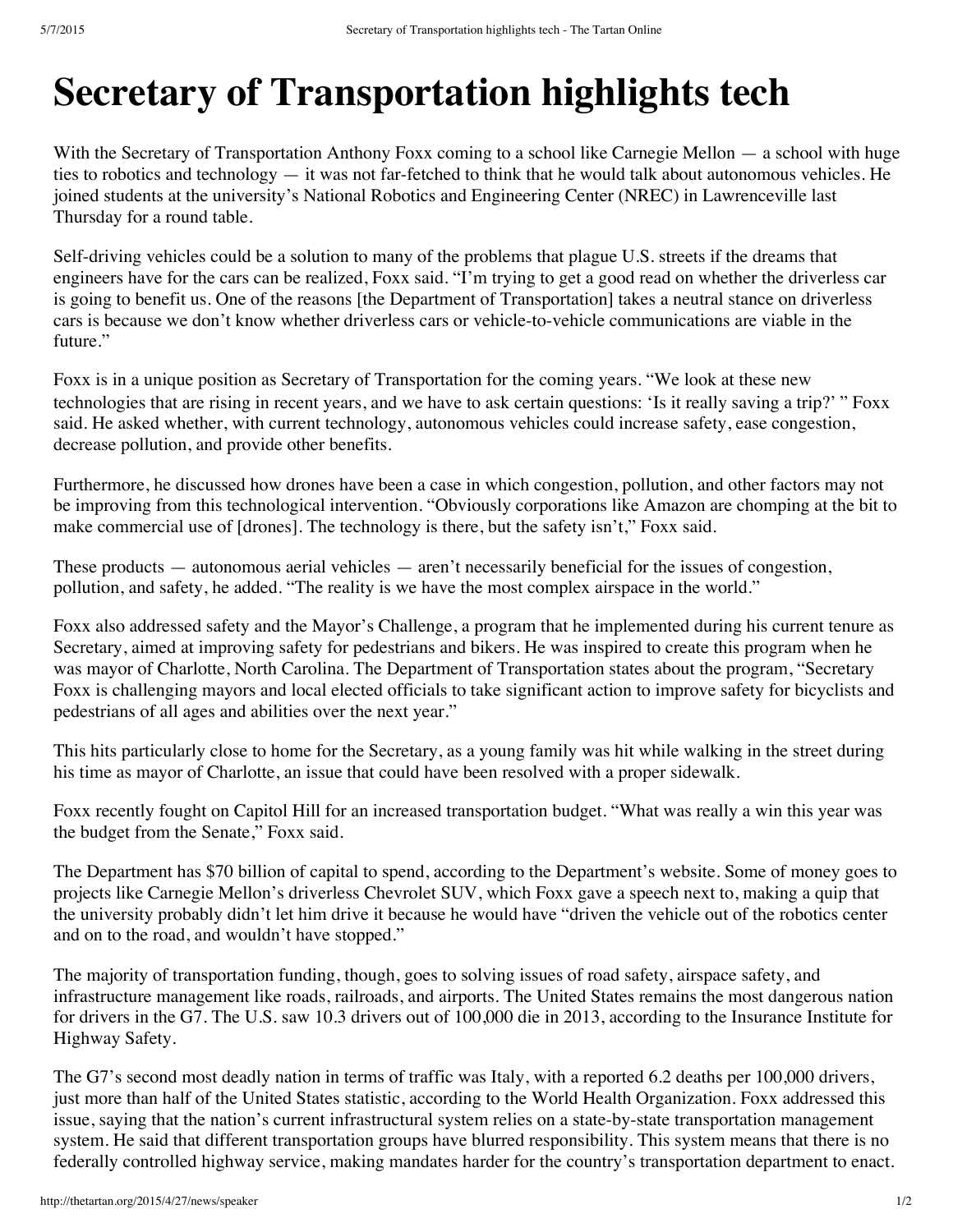# Secretary of Transportation highlights tech

With the Secretary of Transportation Anthony Foxx coming to a school like Carnegie Mellon — a school with huge ties to robotics and technology — it was not far-fetched to think that he would talk about autonomous vehicles. He joined students at the university's National Robotics and Engineering Center (NREC) in Lawrenceville last Thursday for a round table.

Self-driving vehicles could be a solution to many of the problems that plague U.S. streets if the dreams that engineers have for the cars can be realized, Foxx said. "I'm trying to get a good read on whether the driverless car is going to benefit us. One of the reasons [the Department of Transportation] takes a neutral stance on driverless cars is because we don't know whether driverless cars or vehicle-to-vehicle communications are viable in the future."

Foxx is in a unique position as Secretary of Transportation for the coming years. "We look at these new technologies that are rising in recent years, and we have to ask certain questions: 'Is it really saving a trip?' " Foxx said. He asked whether, with current technology, autonomous vehicles could increase safety, ease congestion, decrease pollution, and provide other benefits.

Furthermore, he discussed how drones have been a case in which congestion, pollution, and other factors may not be improving from this technological intervention. "Obviously corporations like Amazon are chomping at the bit to make commercial use of [drones]. The technology is there, but the safety isn't," Foxx said.

These products — autonomous aerial vehicles — aren't necessarily beneficial for the issues of congestion, pollution, and safety, he added. "The reality is we have the most complex airspace in the world."

Foxx also addressed safety and the Mayor's Challenge, a program that he implemented during his current tenure as Secretary, aimed at improving safety for pedestrians and bikers. He was inspired to create this program when he was mayor of Charlotte, North Carolina. The Department of Transportation states about the program, "Secretary Foxx is challenging mayors and local elected officials to take significant action to improve safety for bicyclists and pedestrians of all ages and abilities over the next year."

This hits particularly close to home for the Secretary, as a young family was hit while walking in the street during his time as mayor of Charlotte, an issue that could have been resolved with a proper sidewalk.

Foxx recently fought on Capitol Hill for an increased transportation budget. "What was really a win this year was the budget from the Senate," Foxx said.

The Department has $70 billion of capital to spend, according to the Department's website. Some of money goes to projects like Carnegie Mellon's driverless Chevrolet SUV, which Foxx gave a speech next to, making a quip that the university probably didn't let him drive it because he would have "driven the vehicle out of the robotics center and on to the road, and wouldn't have stopped."

The majority of transportation funding, though, goes to solving issues of road safety, airspace safety, and infrastructure management like roads, railroads, and airports. The United States remains the most dangerous nation for drivers in the G7. The U.S. saw 10.3 drivers out of 100,000 die in 2013, according to the Insurance Institute for Highway Safety.

The G7's second most deadly nation in terms of traffic was Italy, with a reported 6.2 deaths per 100,000 drivers, just more than half of the United States statistic, according to the World Health Organization. Foxx addressed this issue, saying that the nation's current infrastructural system relies on a state-by-state transportation management system. He said that different transportation groups have blurred responsibility. This system means that there is no federally controlled highway service, making mandates harder for the country's transportation department to enact.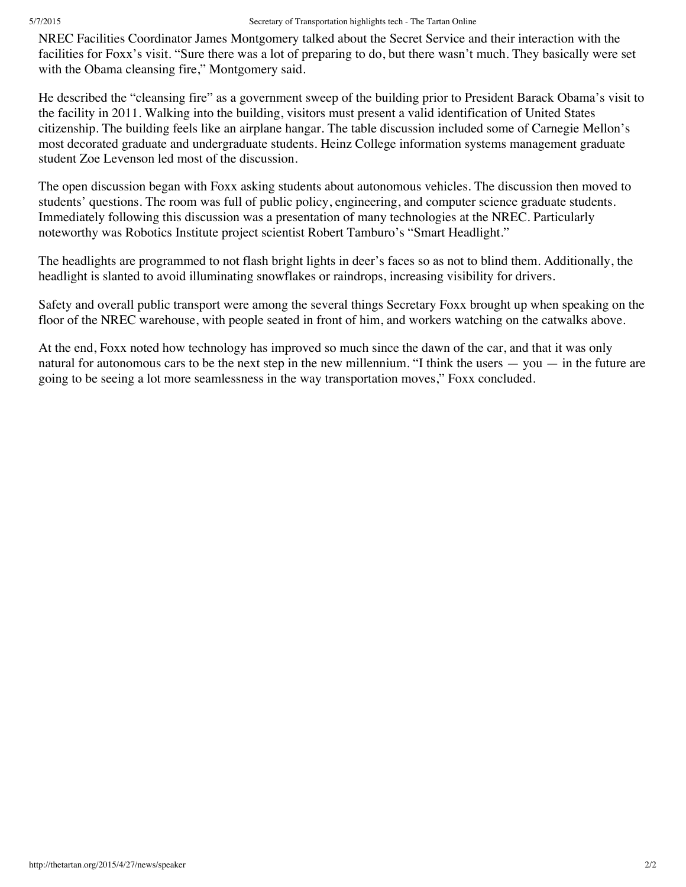NREC Facilities Coordinator James Montgomery talked about the Secret Service and their interaction with the facilities for Foxx's visit. "Sure there was a lot of preparing to do, but there wasn't much. They basically were set with the Obama cleansing fire," Montgomery said.

He described the "cleansing fire" as a government sweep of the building prior to President Barack Obama's visit to the facility in 2011. Walking into the building, visitors must present a valid identification of United States citizenship. The building feels like an airplane hangar. The table discussion included some of Carnegie Mellon's most decorated graduate and undergraduate students. Heinz College information systems management graduate student Zoe Levenson led most of the discussion.

The open discussion began with Foxx asking students about autonomous vehicles. The discussion then moved to students' questions. The room was full of public policy, engineering, and computer science graduate students. Immediately following this discussion was a presentation of many technologies at the NREC. Particularly noteworthy was Robotics Institute project scientist Robert Tamburo's "Smart Headlight."

The headlights are programmed to not flash bright lights in deer's faces so as not to blind them. Additionally, the headlight is slanted to avoid illuminating snowflakes or raindrops, increasing visibility for drivers.

Safety and overall public transport were among the several things Secretary Foxx brought up when speaking on the floor of the NREC warehouse, with people seated in front of him, and workers watching on the catwalks above.

At the end, Foxx noted how technology has improved so much since the dawn of the car, and that it was only natural for autonomous cars to be the next step in the new millennium. "I think the users — you — in the future are going to be seeing a lot more seamlessness in the way transportation moves," Foxx concluded.